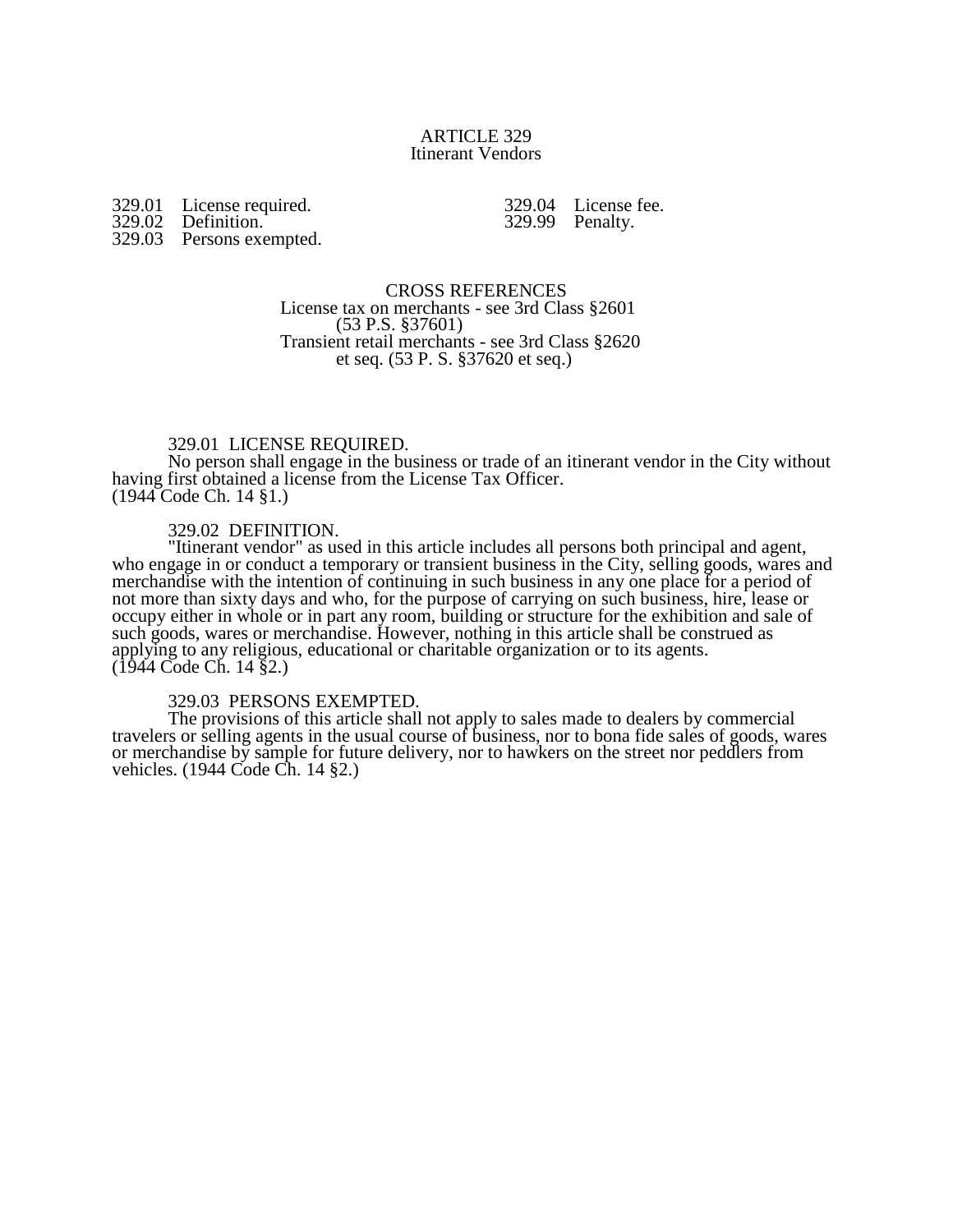# ARTICLE 329
## Itinerant Vendors

329.01 License required.
329.02 Definition.
329.03 Persons exempted.
329.04 License fee.
329.99 Penalty.

CROSS REFERENCES
License tax on merchants - see 3rd Class §2601 (53 P.S. §37601)
Transient retail merchants - see 3rd Class §2620 et seq. (53 P. S. §37620 et seq.)

### 329.01 LICENSE REQUIRED.

No person shall engage in the business or trade of an itinerant vendor in the City without having first obtained a license from the License Tax Officer.
(1944 Code Ch. 14 §1.)

### 329.02 DEFINITION.

"Itinerant vendor" as used in this article includes all persons both principal and agent, who engage in or conduct a temporary or transient business in the City, selling goods, wares and merchandise with the intention of continuing in such business in any one place for a period of not more than sixty days and who, for the purpose of carrying on such business, hire, lease or occupy either in whole or in part any room, building or structure for the exhibition and sale of such goods, wares or merchandise. However, nothing in this article shall be construed as applying to any religious, educational or charitable organization or to its agents.
(1944 Code Ch. 14 §2.)

### 329.03 PERSONS EXEMPTED.

The provisions of this article shall not apply to sales made to dealers by commercial travelers or selling agents in the usual course of business, nor to bona fide sales of goods, wares or merchandise by sample for future delivery, nor to hawkers on the street nor peddlers from vehicles. (1944 Code Ch. 14 §2.)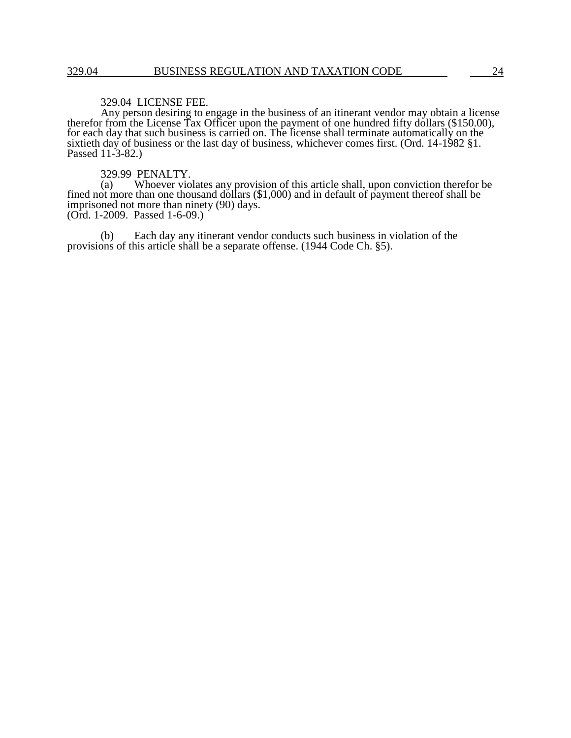329.04 LICENSE FEE.

Any person desiring to engage in the business of an itinerant vendor may obtain a license therefor from the License Tax Officer upon the payment of one hundred fifty dollars ($150.00), for each day that such business is carried on. The license shall terminate automatically on the sixtieth day of business or the last day of business, whichever comes first. (Ord. 14-1982 §1. Passed 11-3-82.)

329.99 PENALTY.

(a) Whoever violates any provision of this article shall, upon conviction therefor be fined not more than one thousand dollars ($1,000) and in default of payment thereof shall be imprisoned not more than ninety (90) days.
(Ord. 1-2009. Passed 1-6-09.)

(b) Each day any itinerant vendor conducts such business in violation of the provisions of this article shall be a separate offense. (1944 Code Ch. §5).